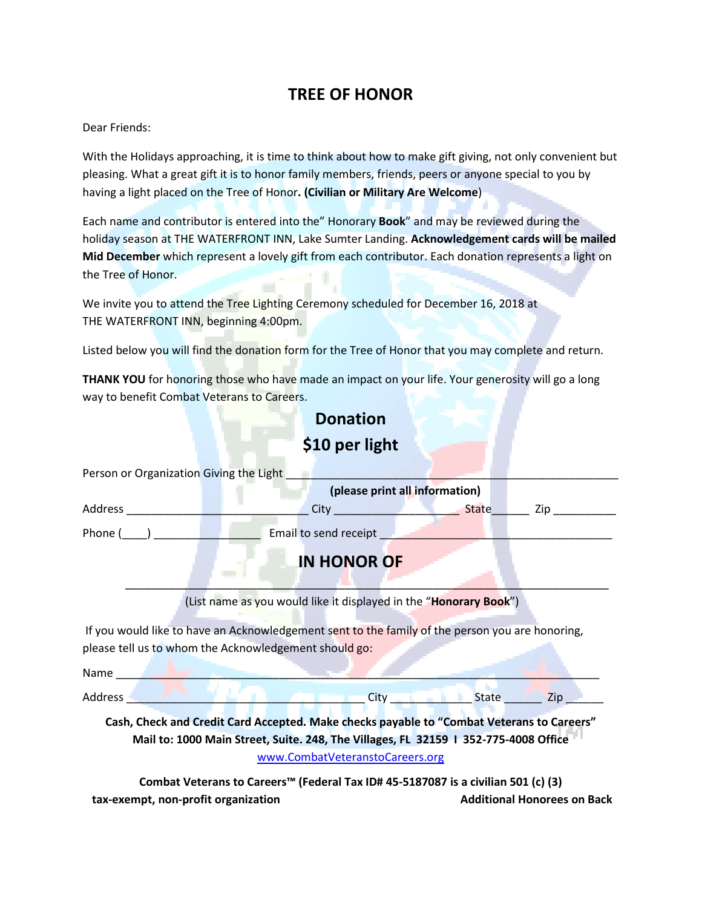# TREE OF HONOR

Dear Friends:

With the Holidays approaching, it is time to think about how to make gift giving, not only convenient but pleasing. What a great gift it is to honor family members, friends, peers or anyone special to you by having a light placed on the Tree of Honor**. (Civilian or Military Are Welcome**)

Each name and contributor is entered into the" Honorary **Book**" and may be reviewed during the holiday season at THE WATERFRONT INN, Lake Sumter Landing. **Acknowledgement cards will be mailed Mid December** which represent a lovely gift from each contributor. Each donation represents a light on the Tree of Honor.

We invite you to attend the Tree Lighting Ceremony scheduled for December 16, 2018 at THE WATERFRONT INN, beginning 4:00pm.

Listed below you will find the donation form for the Tree of Honor that you may complete and return.

**THANK YOU** for honoring those who have made an impact on your life. Your generosity will go a long way to benefit Combat Veterans to Careers.

## Donation

## $10 per light

Person or Organization Giving the Light ______________________________________________

**(please print all information)**

Address ____________________________ City ___________________ State______ Zip __________

Phone (____) ________________ Email to send receipt ____________________________________

## IN HONOR OF

___________________________________________________________________________

(List name as you would like it displayed in the "**Honorary Book**")

If you would like to have an Acknowledgement sent to the family of the person you are honoring, please tell us to whom the Acknowledgement should go:

Name ______________________________________________________________________

Address _____________________________________ City ____________ State ______ Zip ______

**Cash, Check and Credit Card Accepted. Make checks payable to "Combat Veterans to Careers"**
**Mail to: 1000 Main Street, Suite. 248, The Villages, FL 32159 I 352-775-4008 Office**

www.CombatVeteranstoCareers.org

**Combat Veterans to Careers™ (Federal Tax ID# 45-5187087 is a civilian 501 (c) (3) tax-exempt, non-profit organization**

**Additional Honorees on Back**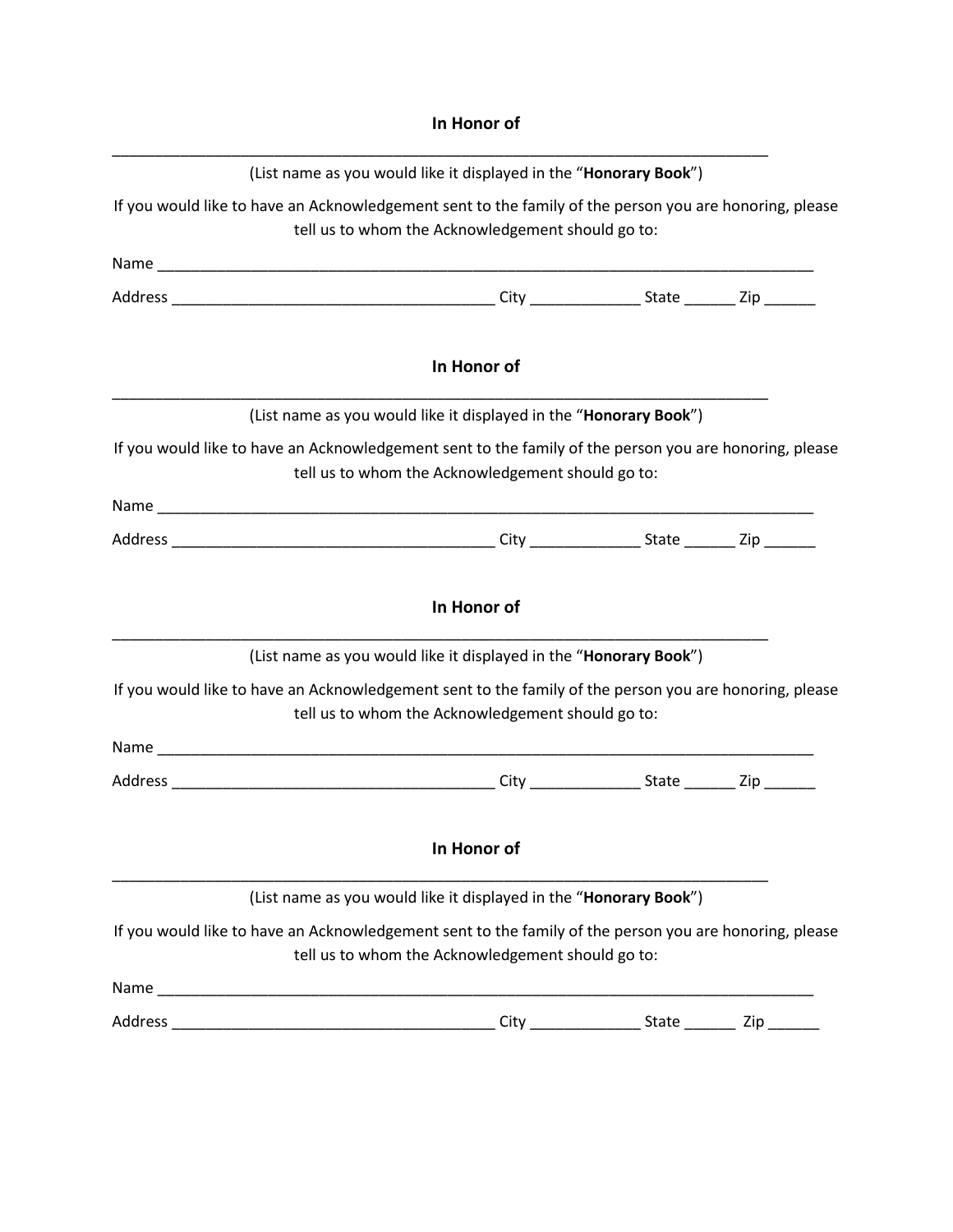**In Honor of**

________________________________________________________________________________

(List name as you would like it displayed in the "**Honorary Book**")

If you would like to have an Acknowledgement sent to the family of the person you are honoring, please tell us to whom the Acknowledgement should go to:

Name ________________________________________________________________________________

Address ______________________________________ City _____________ State ______ Zip ______

**In Honor of**

________________________________________________________________________________

(List name as you would like it displayed in the "**Honorary Book**")

If you would like to have an Acknowledgement sent to the family of the person you are honoring, please tell us to whom the Acknowledgement should go to:

Name ________________________________________________________________________________

Address ______________________________________ City _____________ State ______ Zip ______

**In Honor of**

________________________________________________________________________________

(List name as you would like it displayed in the "**Honorary Book**")

If you would like to have an Acknowledgement sent to the family of the person you are honoring, please tell us to whom the Acknowledgement should go to:

Name ________________________________________________________________________________

Address ______________________________________ City _____________ State ______ Zip ______

**In Honor of**

________________________________________________________________________________

(List name as you would like it displayed in the "**Honorary Book**")

If you would like to have an Acknowledgement sent to the family of the person you are honoring, please tell us to whom the Acknowledgement should go to:

Name ________________________________________________________________________________

Address ______________________________________ City _____________ State ______ Zip ______